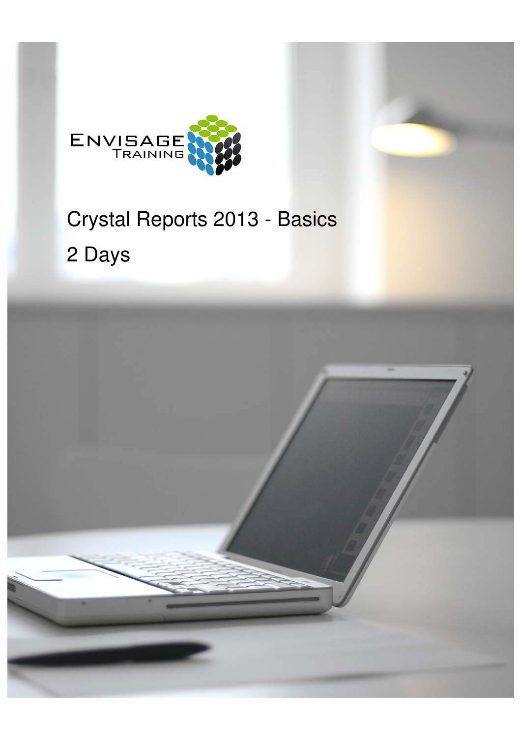ENVISAGE TRAINING

# Crystal Reports 2013 - Basics

## 2 Days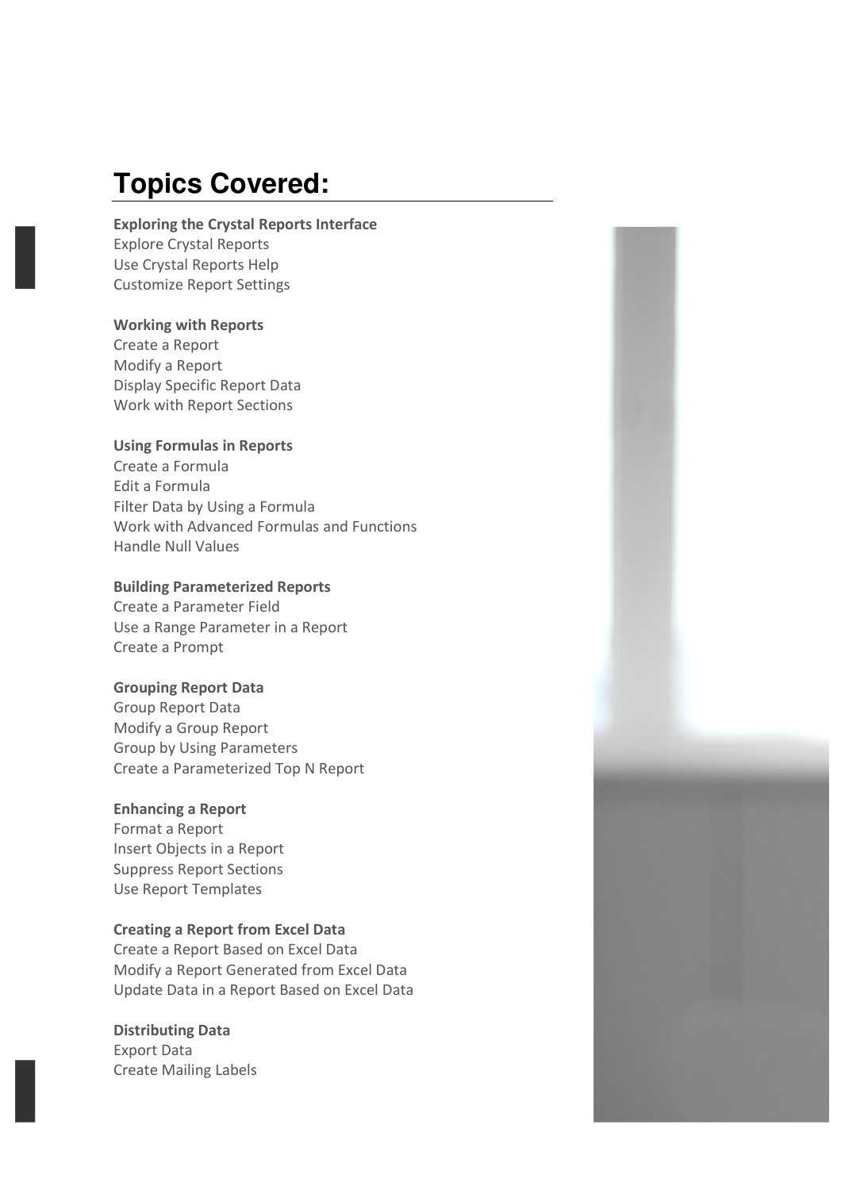# Topics Covered:

**Exploring the Crystal Reports Interface**
Explore Crystal Reports
Use Crystal Reports Help
Customize Report Settings

**Working with Reports**
Create a Report
Modify a Report
Display Specific Report Data
Work with Report Sections

**Using Formulas in Reports**
Create a Formula
Edit a Formula
Filter Data by Using a Formula
Work with Advanced Formulas and Functions
Handle Null Values

**Building Parameterized Reports**
Create a Parameter Field
Use a Range Parameter in a Report
Create a Prompt

**Grouping Report Data**
Group Report Data
Modify a Group Report
Group by Using Parameters
Create a Parameterized Top N Report

**Enhancing a Report**
Format a Report
Insert Objects in a Report
Suppress Report Sections
Use Report Templates

**Creating a Report from Excel Data**
Create a Report Based on Excel Data
Modify a Report Generated from Excel Data
Update Data in a Report Based on Excel Data

**Distributing Data**
Export Data
Create Mailing Labels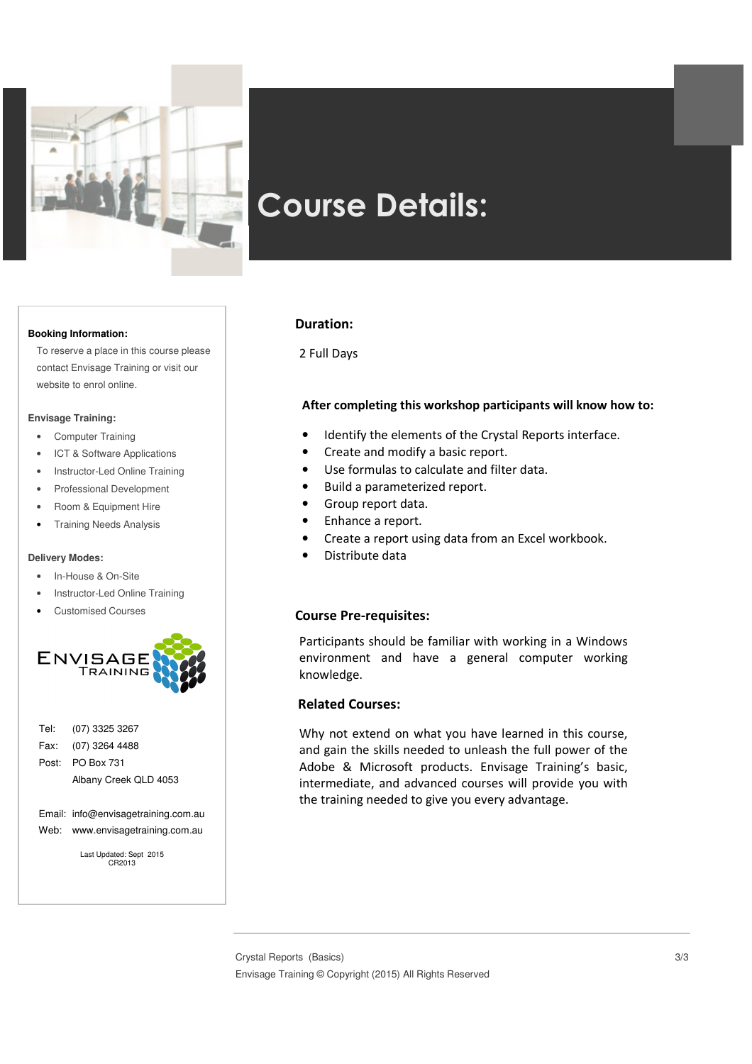# Course Details:

**Booking Information:**

To reserve a place in this course please contact Envisage Training or visit our website to enrol online.

**Envisage Training:**

- Computer Training
- ICT & Software Applications
- Instructor-Led Online Training
- Professional Development
- Room & Equipment Hire
- Training Needs Analysis

**Delivery Modes:**

- In-House & On-Site
- Instructor-Led Online Training
- Customised Courses

ENVISAGE TRAINING

Tel: (07) 3325 3267
Fax: (07) 3264 4488
Post: PO Box 731
Albany Creek QLD 4053

Email: info@envisagetraining.com.au
Web: www.envisagetraining.com.au

Last Updated: Sept 2015
CR2013

## Duration:

2 Full Days

### After completing this workshop participants will know how to:

- Identify the elements of the Crystal Reports interface.
- Create and modify a basic report.
- Use formulas to calculate and filter data.
- Build a parameterized report.
- Group report data.
- Enhance a report.
- Create a report using data from an Excel workbook.
- Distribute data

## Course Pre-requisites:

Participants should be familiar with working in a Windows environment and have a general computer working knowledge.

## Related Courses:

Why not extend on what you have learned in this course, and gain the skills needed to unleash the full power of the Adobe & Microsoft products. Envisage Training's basic, intermediate, and advanced courses will provide you with the training needed to give you every advantage.